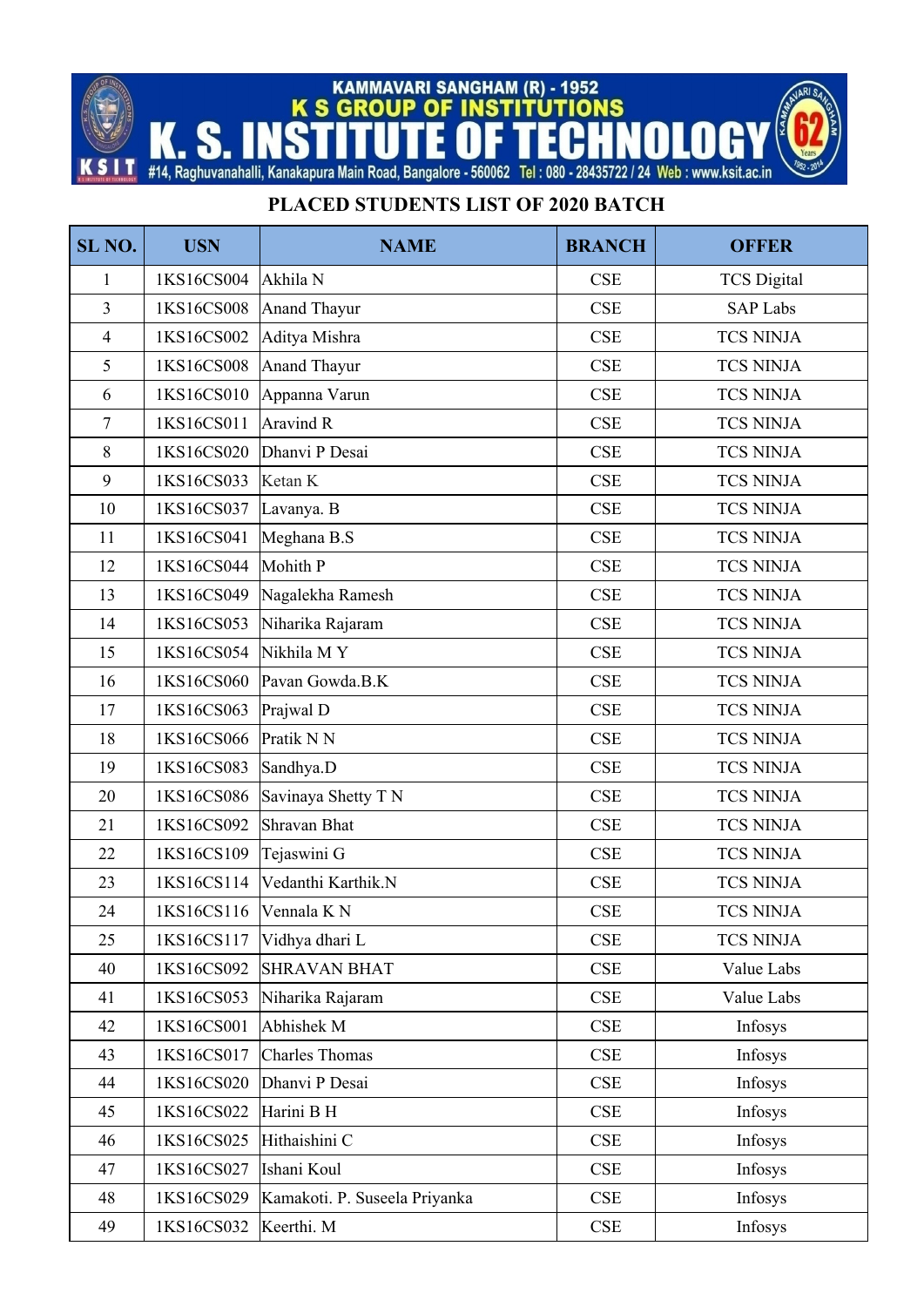KAMMAVARI SANGHAM (R) - 1952

K S GROUP OF INSTITUTIONS

# K. S. INSTITUTE OF TECHNOLOGY

#14, Raghuvanahalli, Kanakapura Main Road, Bangalore - 560062 Tel : 080 - 28435722 / 24 Web : www.ksit.ac.in

## PLACED STUDENTS LIST OF 2020 BATCH

| SL NO. | USN | NAME | BRANCH | OFFER |
|---|---|---|---|---|
| 1 | 1KS16CS004 | Akhila N | CSE | TCS Digital |
| 3 | 1KS16CS008 | Anand Thayur | CSE | SAP Labs |
| 4 | 1KS16CS002 | Aditya Mishra | CSE | TCS NINJA |
| 5 | 1KS16CS008 | Anand Thayur | CSE | TCS NINJA |
| 6 | 1KS16CS010 | Appanna Varun | CSE | TCS NINJA |
| 7 | 1KS16CS011 | Aravind R | CSE | TCS NINJA |
| 8 | 1KS16CS020 | Dhanvi P Desai | CSE | TCS NINJA |
| 9 | 1KS16CS033 | Ketan K | CSE | TCS NINJA |
| 10 | 1KS16CS037 | Lavanya. B | CSE | TCS NINJA |
| 11 | 1KS16CS041 | Meghana B.S | CSE | TCS NINJA |
| 12 | 1KS16CS044 | Mohith P | CSE | TCS NINJA |
| 13 | 1KS16CS049 | Nagalekha Ramesh | CSE | TCS NINJA |
| 14 | 1KS16CS053 | Niharika Rajaram | CSE | TCS NINJA |
| 15 | 1KS16CS054 | Nikhila M Y | CSE | TCS NINJA |
| 16 | 1KS16CS060 | Pavan Gowda.B.K | CSE | TCS NINJA |
| 17 | 1KS16CS063 | Prajwal D | CSE | TCS NINJA |
| 18 | 1KS16CS066 | Pratik N N | CSE | TCS NINJA |
| 19 | 1KS16CS083 | Sandhya.D | CSE | TCS NINJA |
| 20 | 1KS16CS086 | Savinaya Shetty T N | CSE | TCS NINJA |
| 21 | 1KS16CS092 | Shravan Bhat | CSE | TCS NINJA |
| 22 | 1KS16CS109 | Tejaswini G | CSE | TCS NINJA |
| 23 | 1KS16CS114 | Vedanthi Karthik.N | CSE | TCS NINJA |
| 24 | 1KS16CS116 | Vennala K N | CSE | TCS NINJA |
| 25 | 1KS16CS117 | Vidhya dhari L | CSE | TCS NINJA |
| 40 | 1KS16CS092 | SHRAVAN BHAT | CSE | Value Labs |
| 41 | 1KS16CS053 | Niharika Rajaram | CSE | Value Labs |
| 42 | 1KS16CS001 | Abhishek M | CSE | Infosys |
| 43 | 1KS16CS017 | Charles Thomas | CSE | Infosys |
| 44 | 1KS16CS020 | Dhanvi P Desai | CSE | Infosys |
| 45 | 1KS16CS022 | Harini B H | CSE | Infosys |
| 46 | 1KS16CS025 | Hithaishini C | CSE | Infosys |
| 47 | 1KS16CS027 | Ishani Koul | CSE | Infosys |
| 48 | 1KS16CS029 | Kamakoti. P. Suseela Priyanka | CSE | Infosys |
| 49 | 1KS16CS032 | Keerthi. M | CSE | Infosys |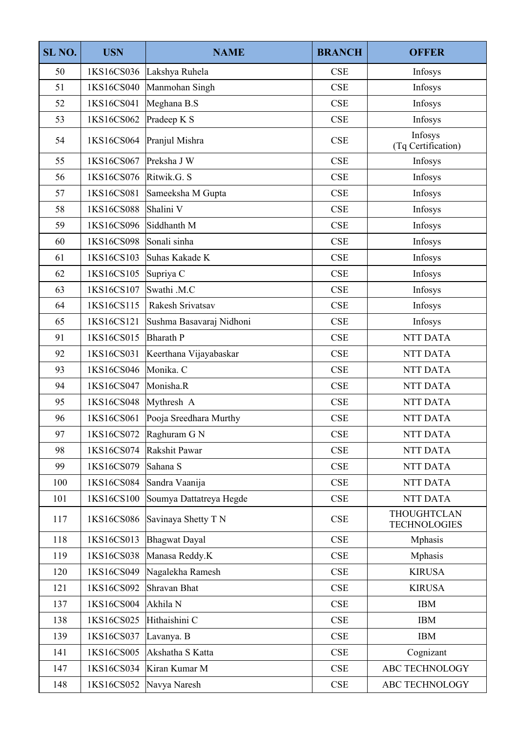| SL NO. | USN | NAME | BRANCH | OFFER |
|---|---|---|---|---|
| 50 | 1KS16CS036 | Lakshya Ruhela | CSE | Infosys |
| 51 | 1KS16CS040 | Manmohan Singh | CSE | Infosys |
| 52 | 1KS16CS041 | Meghana B.S | CSE | Infosys |
| 53 | 1KS16CS062 | Pradeep K S | CSE | Infosys |
| 54 | 1KS16CS064 | Pranjul Mishra | CSE | Infosys (Tq Certification) |
| 55 | 1KS16CS067 | Preksha J W | CSE | Infosys |
| 56 | 1KS16CS076 | Ritwik.G. S | CSE | Infosys |
| 57 | 1KS16CS081 | Sameeksha M Gupta | CSE | Infosys |
| 58 | 1KS16CS088 | Shalini V | CSE | Infosys |
| 59 | 1KS16CS096 | Siddhanth M | CSE | Infosys |
| 60 | 1KS16CS098 | Sonali sinha | CSE | Infosys |
| 61 | 1KS16CS103 | Suhas Kakade K | CSE | Infosys |
| 62 | 1KS16CS105 | Supriya C | CSE | Infosys |
| 63 | 1KS16CS107 | Swathi .M.C | CSE | Infosys |
| 64 | 1KS16CS115 | Rakesh Srivatsav | CSE | Infosys |
| 65 | 1KS16CS121 | Sushma Basavaraj Nidhoni | CSE | Infosys |
| 91 | 1KS16CS015 | Bharath P | CSE | NTT DATA |
| 92 | 1KS16CS031 | Keerthana Vijayabaskar | CSE | NTT DATA |
| 93 | 1KS16CS046 | Monika. C | CSE | NTT DATA |
| 94 | 1KS16CS047 | Monisha.R | CSE | NTT DATA |
| 95 | 1KS16CS048 | Mythresh A | CSE | NTT DATA |
| 96 | 1KS16CS061 | Pooja Sreedhara Murthy | CSE | NTT DATA |
| 97 | 1KS16CS072 | Raghuram G N | CSE | NTT DATA |
| 98 | 1KS16CS074 | Rakshit Pawar | CSE | NTT DATA |
| 99 | 1KS16CS079 | Sahana S | CSE | NTT DATA |
| 100 | 1KS16CS084 | Sandra Vaanija | CSE | NTT DATA |
| 101 | 1KS16CS100 | Soumya Dattatreya Hegde | CSE | NTT DATA |
| 117 | 1KS16CS086 | Savinaya Shetty T N | CSE | THOUGHTCLAN TECHNOLOGIES |
| 118 | 1KS16CS013 | Bhagwat Dayal | CSE | Mphasis |
| 119 | 1KS16CS038 | Manasa Reddy.K | CSE | Mphasis |
| 120 | 1KS16CS049 | Nagalekha Ramesh | CSE | KIRUSA |
| 121 | 1KS16CS092 | Shravan Bhat | CSE | KIRUSA |
| 137 | 1KS16CS004 | Akhila N | CSE | IBM |
| 138 | 1KS16CS025 | Hithaishini C | CSE | IBM |
| 139 | 1KS16CS037 | Lavanya. B | CSE | IBM |
| 141 | 1KS16CS005 | Akshatha S Katta | CSE | Cognizant |
| 147 | 1KS16CS034 | Kiran Kumar M | CSE | ABC TECHNOLOGY |
| 148 | 1KS16CS052 | Navya Naresh | CSE | ABC TECHNOLOGY |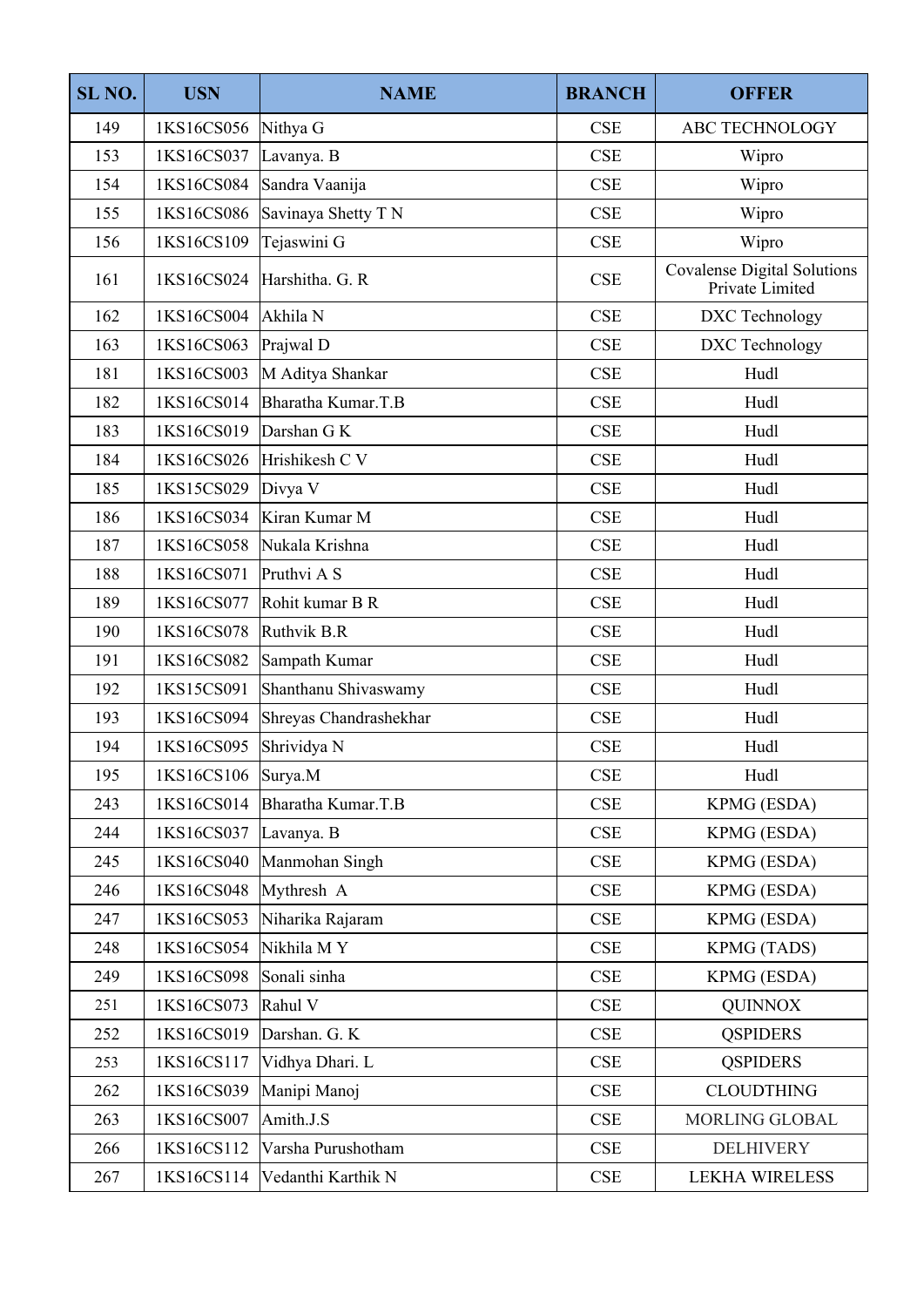| SL NO. | USN | NAME | BRANCH | OFFER |
|---|---|---|---|---|
| 149 | 1KS16CS056 | Nithya G | CSE | ABC TECHNOLOGY |
| 153 | 1KS16CS037 | Lavanya. B | CSE | Wipro |
| 154 | 1KS16CS084 | Sandra Vaanija | CSE | Wipro |
| 155 | 1KS16CS086 | Savinaya Shetty T N | CSE | Wipro |
| 156 | 1KS16CS109 | Tejaswini G | CSE | Wipro |
| 161 | 1KS16CS024 | Harshitha. G. R | CSE | Covalense Digital Solutions Private Limited |
| 162 | 1KS16CS004 | Akhila N | CSE | DXC Technology |
| 163 | 1KS16CS063 | Prajwal D | CSE | DXC Technology |
| 181 | 1KS16CS003 | M Aditya Shankar | CSE | Hudl |
| 182 | 1KS16CS014 | Bharatha Kumar.T.B | CSE | Hudl |
| 183 | 1KS16CS019 | Darshan G K | CSE | Hudl |
| 184 | 1KS16CS026 | Hrishikesh C V | CSE | Hudl |
| 185 | 1KS15CS029 | Divya V | CSE | Hudl |
| 186 | 1KS16CS034 | Kiran Kumar M | CSE | Hudl |
| 187 | 1KS16CS058 | Nukala Krishna | CSE | Hudl |
| 188 | 1KS16CS071 | Pruthvi A S | CSE | Hudl |
| 189 | 1KS16CS077 | Rohit kumar B R | CSE | Hudl |
| 190 | 1KS16CS078 | Ruthvik B.R | CSE | Hudl |
| 191 | 1KS16CS082 | Sampath Kumar | CSE | Hudl |
| 192 | 1KS15CS091 | Shanthanu Shivaswamy | CSE | Hudl |
| 193 | 1KS16CS094 | Shreyas Chandrashekhar | CSE | Hudl |
| 194 | 1KS16CS095 | Shrividya N | CSE | Hudl |
| 195 | 1KS16CS106 | Surya.M | CSE | Hudl |
| 243 | 1KS16CS014 | Bharatha Kumar.T.B | CSE | KPMG (ESDA) |
| 244 | 1KS16CS037 | Lavanya. B | CSE | KPMG (ESDA) |
| 245 | 1KS16CS040 | Manmohan Singh | CSE | KPMG (ESDA) |
| 246 | 1KS16CS048 | Mythresh A | CSE | KPMG (ESDA) |
| 247 | 1KS16CS053 | Niharika Rajaram | CSE | KPMG (ESDA) |
| 248 | 1KS16CS054 | Nikhila M Y | CSE | KPMG (TADS) |
| 249 | 1KS16CS098 | Sonali sinha | CSE | KPMG (ESDA) |
| 251 | 1KS16CS073 | Rahul V | CSE | QUINNOX |
| 252 | 1KS16CS019 | Darshan. G. K | CSE | QSPIDERS |
| 253 | 1KS16CS117 | Vidhya Dhari. L | CSE | QSPIDERS |
| 262 | 1KS16CS039 | Manipi Manoj | CSE | CLOUDTHING |
| 263 | 1KS16CS007 | Amith.J.S | CSE | MORLING GLOBAL |
| 266 | 1KS16CS112 | Varsha Purushotham | CSE | DELHIVERY |
| 267 | 1KS16CS114 | Vedanthi Karthik N | CSE | LEKHA WIRELESS |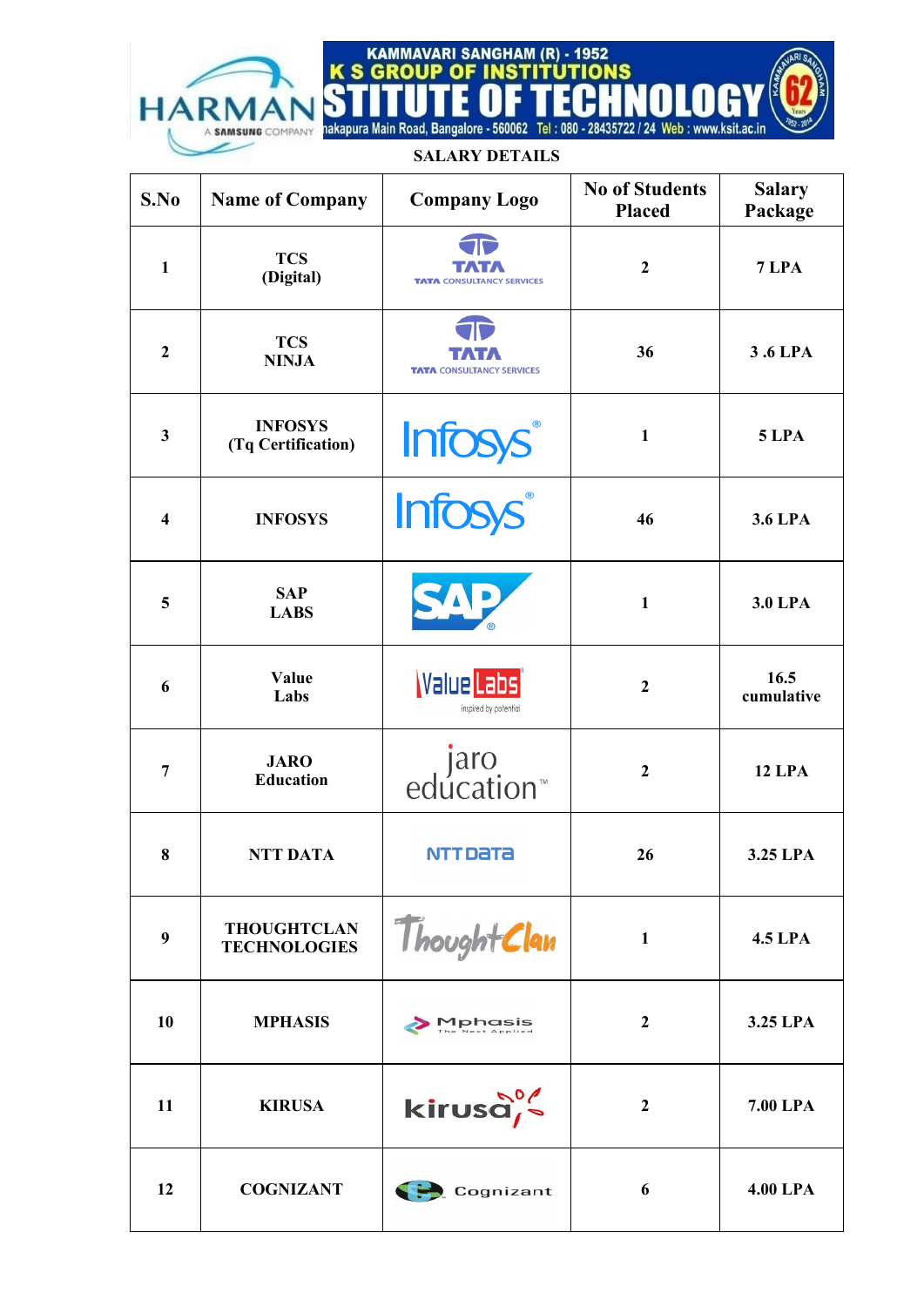KAMMAVARI SANGHAM (R) - 1952

K S GROUP OF INSTITUTIONS

## K S INSTITUTE OF TECHNOLOGY

Kanakapura Main Road, Bangalore - 560062 Tel : 080 - 28435722 / 24 Web : www.ksit.ac.in

**SALARY DETAILS**

| S.No | Name of Company | Company Logo | No of Students Placed | Salary Package |
|---|---|---|---|---|
| 1 | TCS (Digital) | TATA CONSULTANCY SERVICES | 2 | 7 LPA |
| 2 | TCS NINJA | TATA CONSULTANCY SERVICES | 36 | 3 .6 LPA |
| 3 | INFOSYS (Tq Certification) | Infosys | 1 | 5 LPA |
| 4 | INFOSYS | Infosys | 46 | 3.6 LPA |
| 5 | SAP LABS | SAP | 1 | 3.0 LPA |
| 6 | Value Labs | ValueLabs inspired by potential | 2 | 16.5 cumulative |
| 7 | JARO Education | jaro education | 2 | 12 LPA |
| 8 | NTT DATA | NTT Data | 26 | 3.25 LPA |
| 9 | THOUGHTCLAN TECHNOLOGIES | ThoughtClan | 1 | 4.5 LPA |
| 10 | MPHASIS | Mphasis The Next Applied | 2 | 3.25 LPA |
| 11 | KIRUSA | kirusa | 2 | 7.00 LPA |
| 12 | COGNIZANT | Cognizant | 6 | 4.00 LPA |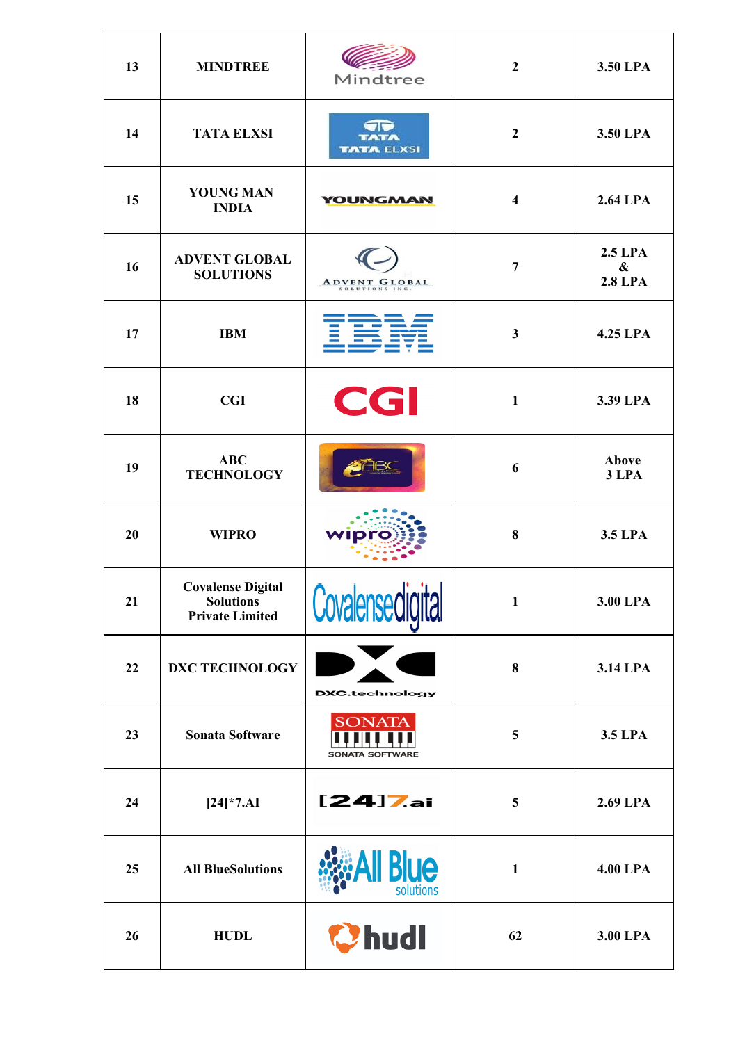| 13 | MINDTREE | Mindtree | 2 | 3.50 LPA |
|---|---|---|---|---|
| 14 | TATA ELXSI | TATA TATA ELXSI | 2 | 3.50 LPA |
| 15 | YOUNG MAN INDIA | YOUNGMAN | 4 | 2.64 LPA |
| 16 | ADVENT GLOBAL SOLUTIONS | ADVENT GLOBAL SOLUTIONS INC. | 7 | 2.5 LPA & 2.8 LPA |
| 17 | IBM | IBM | 3 | 4.25 LPA |
| 18 | CGI | CGI | 1 | 3.39 LPA |
| 19 | ABC TECHNOLOGY | ABC | 6 | Above 3 LPA |
| 20 | WIPRO | wipro | 8 | 3.5 LPA |
| 21 | Covalense Digital Solutions Private Limited | Covalensedigital | 1 | 3.00 LPA |
| 22 | DXC TECHNOLOGY | DXC.technology | 8 | 3.14 LPA |
| 23 | Sonata Software | SONATA SONATA SOFTWARE | 5 | 3.5 LPA |
| 24 | [24]*7.AI | [24]7.ai | 5 | 2.69 LPA |
| 25 | All BlueSolutions | All Blue solutions | 1 | 4.00 LPA |
| 26 | HUDL | hudl | 62 | 3.00 LPA |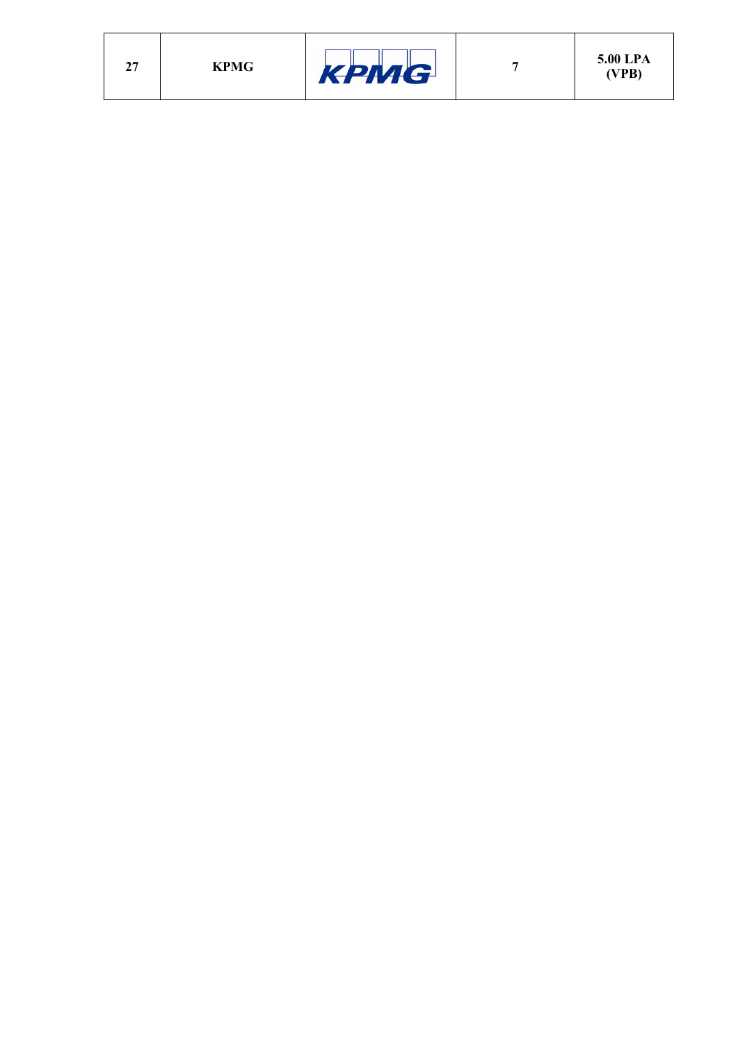| | | | | |
|---|---|---|---|---|
| 27 | KPMG | KPMG | 7 | 5.00 LPA (VPB) |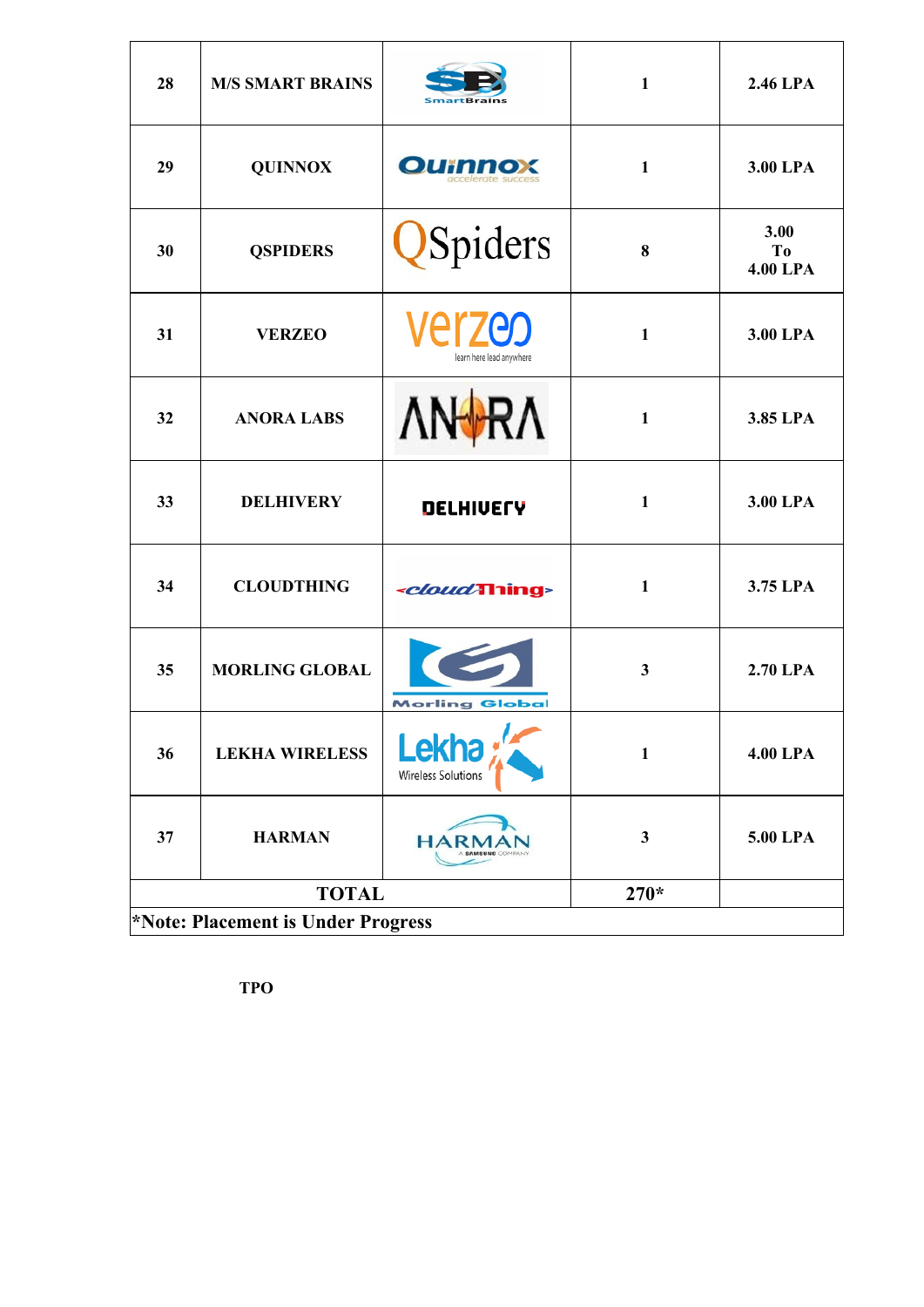| | | | | |
|---|---|---|---|---|
| 28 | M/S SMART BRAINS | | 1 | 2.46 LPA |
| 29 | QUINNOX | | 1 | 3.00 LPA |
| 30 | QSPIDERS | | 8 | 3.00 To 4.00 LPA |
| 31 | VERZEO | | 1 | 3.00 LPA |
| 32 | ANORA LABS | | 1 | 3.85 LPA |
| 33 | DELHIVERY | | 1 | 3.00 LPA |
| 34 | CLOUDTHING | | 1 | 3.75 LPA |
| 35 | MORLING GLOBAL | | 3 | 2.70 LPA |
| 36 | LEKHA WIRELESS | | 1 | 4.00 LPA |
| 37 | HARMAN | | 3 | 5.00 LPA |
| TOTAL | | | 270* | |

**\*Note: Placement is Under Progress**

**TPO**